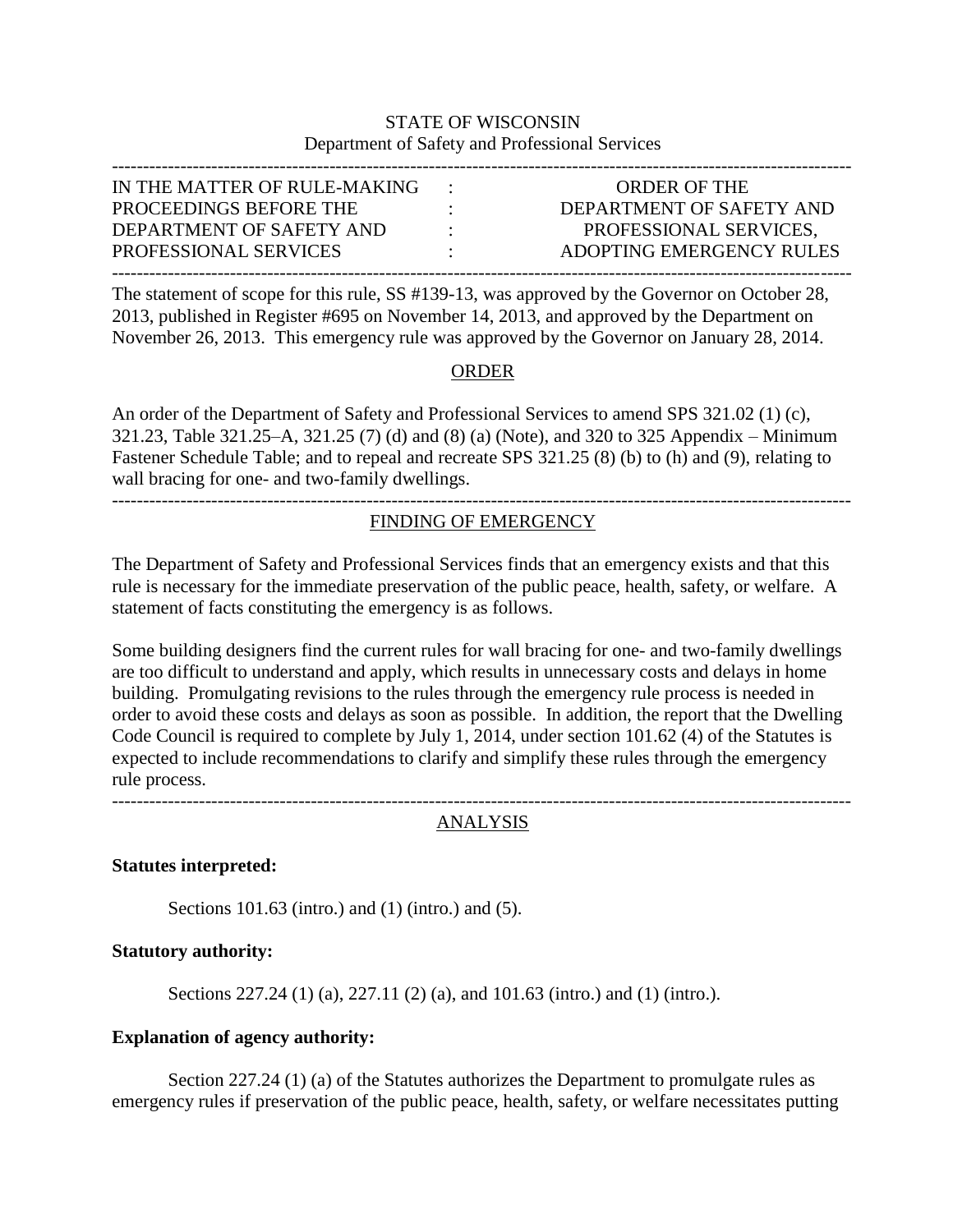STATE OF WISCONSIN
Department of Safety and Professional Services

---

| IN THE MATTER OF RULE-MAKING PROCEEDINGS BEFORE THE DEPARTMENT OF SAFETY AND PROFESSIONAL SERVICES | : | ORDER OF THE DEPARTMENT OF SAFETY AND PROFESSIONAL SERVICES, ADOPTING EMERGENCY RULES |
|---|---|---|

---

The statement of scope for this rule, SS #139-13, was approved by the Governor on October 28, 2013, published in Register #695 on November 14, 2013, and approved by the Department on November 26, 2013. This emergency rule was approved by the Governor on January 28, 2014.

## ORDER

An order of the Department of Safety and Professional Services to amend SPS 321.02 (1) (c), 321.23, Table 321.25–A, 321.25 (7) (d) and (8) (a) (Note), and 320 to 325 Appendix – Minimum Fastener Schedule Table; and to repeal and recreate SPS 321.25 (8) (b) to (h) and (9), relating to wall bracing for one- and two-family dwellings.

---

## FINDING OF EMERGENCY

The Department of Safety and Professional Services finds that an emergency exists and that this rule is necessary for the immediate preservation of the public peace, health, safety, or welfare. A statement of facts constituting the emergency is as follows.

Some building designers find the current rules for wall bracing for one- and two-family dwellings are too difficult to understand and apply, which results in unnecessary costs and delays in home building. Promulgating revisions to the rules through the emergency rule process is needed in order to avoid these costs and delays as soon as possible. In addition, the report that the Dwelling Code Council is required to complete by July 1, 2014, under section 101.62 (4) of the Statutes is expected to include recommendations to clarify and simplify these rules through the emergency rule process.

---

## ANALYSIS

**Statutes interpreted:**

Sections 101.63 (intro.) and (1) (intro.) and (5).

**Statutory authority:**

Sections 227.24 (1) (a), 227.11 (2) (a), and 101.63 (intro.) and (1) (intro.).

**Explanation of agency authority:**

Section 227.24 (1) (a) of the Statutes authorizes the Department to promulgate rules as emergency rules if preservation of the public peace, health, safety, or welfare necessitates putting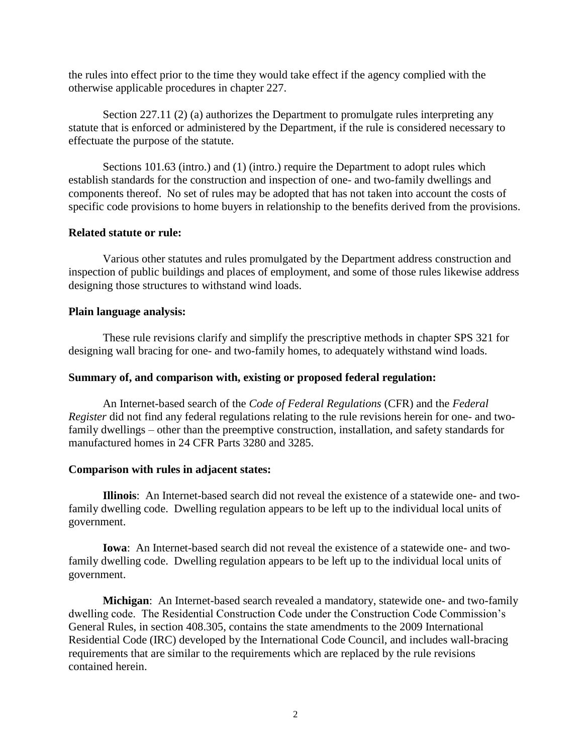the rules into effect prior to the time they would take effect if the agency complied with the otherwise applicable procedures in chapter 227.

Section 227.11 (2) (a) authorizes the Department to promulgate rules interpreting any statute that is enforced or administered by the Department, if the rule is considered necessary to effectuate the purpose of the statute.

Sections 101.63 (intro.) and (1) (intro.) require the Department to adopt rules which establish standards for the construction and inspection of one- and two-family dwellings and components thereof. No set of rules may be adopted that has not taken into account the costs of specific code provisions to home buyers in relationship to the benefits derived from the provisions.

**Related statute or rule:**

Various other statutes and rules promulgated by the Department address construction and inspection of public buildings and places of employment, and some of those rules likewise address designing those structures to withstand wind loads.

**Plain language analysis:**

These rule revisions clarify and simplify the prescriptive methods in chapter SPS 321 for designing wall bracing for one- and two-family homes, to adequately withstand wind loads.

**Summary of, and comparison with, existing or proposed federal regulation:**

An Internet-based search of the *Code of Federal Regulations* (CFR) and the *Federal Register* did not find any federal regulations relating to the rule revisions herein for one- and two-family dwellings – other than the preemptive construction, installation, and safety standards for manufactured homes in 24 CFR Parts 3280 and 3285.

**Comparison with rules in adjacent states:**

**Illinois**: An Internet-based search did not reveal the existence of a statewide one- and two-family dwelling code. Dwelling regulation appears to be left up to the individual local units of government.

**Iowa**: An Internet-based search did not reveal the existence of a statewide one- and two-family dwelling code. Dwelling regulation appears to be left up to the individual local units of government.

**Michigan**: An Internet-based search revealed a mandatory, statewide one- and two-family dwelling code. The Residential Construction Code under the Construction Code Commission's General Rules, in section 408.305, contains the state amendments to the 2009 International Residential Code (IRC) developed by the International Code Council, and includes wall-bracing requirements that are similar to the requirements which are replaced by the rule revisions contained herein.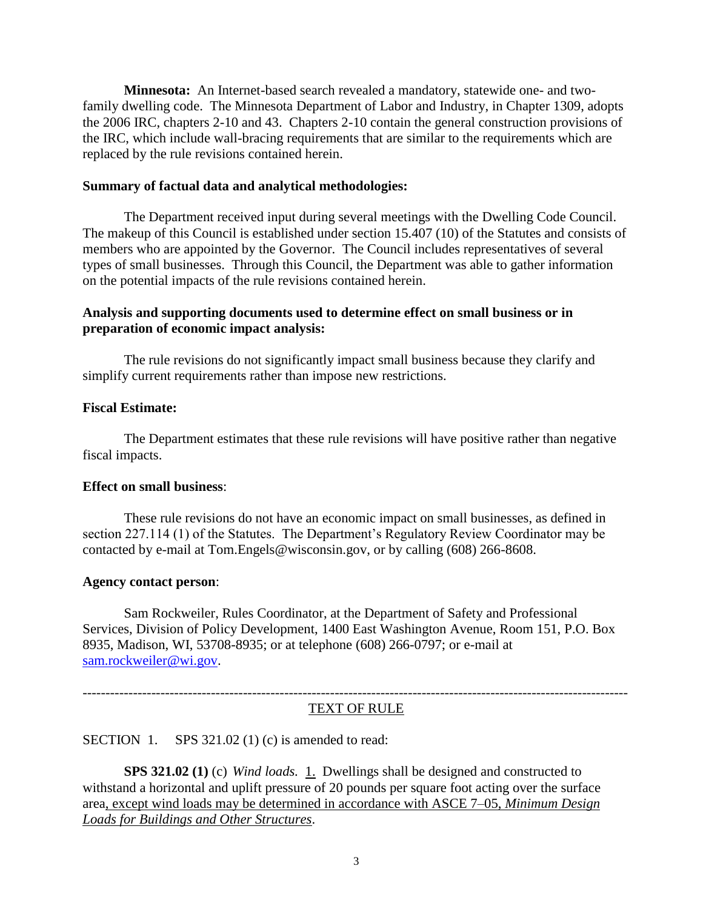**Minnesota:** An Internet-based search revealed a mandatory, statewide one- and two-family dwelling code. The Minnesota Department of Labor and Industry, in Chapter 1309, adopts the 2006 IRC, chapters 2-10 and 43. Chapters 2-10 contain the general construction provisions of the IRC, which include wall-bracing requirements that are similar to the requirements which are replaced by the rule revisions contained herein.

**Summary of factual data and analytical methodologies:**

The Department received input during several meetings with the Dwelling Code Council. The makeup of this Council is established under section 15.407 (10) of the Statutes and consists of members who are appointed by the Governor. The Council includes representatives of several types of small businesses. Through this Council, the Department was able to gather information on the potential impacts of the rule revisions contained herein.

**Analysis and supporting documents used to determine effect on small business or in preparation of economic impact analysis:**

The rule revisions do not significantly impact small business because they clarify and simplify current requirements rather than impose new restrictions.

**Fiscal Estimate:**

The Department estimates that these rule revisions will have positive rather than negative fiscal impacts.

**Effect on small business**:

These rule revisions do not have an economic impact on small businesses, as defined in section 227.114 (1) of the Statutes. The Department's Regulatory Review Coordinator may be contacted by e-mail at Tom.Engels@wisconsin.gov, or by calling (608) 266-8608.

**Agency contact person**:

Sam Rockweiler, Rules Coordinator, at the Department of Safety and Professional Services, Division of Policy Development, 1400 East Washington Avenue, Room 151, P.O. Box 8935, Madison, WI, 53708-8935; or at telephone (608) 266-0797; or e-mail at sam.rockweiler@wi.gov.

---

TEXT OF RULE

SECTION 1. SPS 321.02 (1) (c) is amended to read:

**SPS 321.02 (1)** (c) *Wind loads.* 1. Dwellings shall be designed and constructed to withstand a horizontal and uplift pressure of 20 pounds per square foot acting over the surface area, except wind loads may be determined in accordance with ASCE 7–05, *Minimum Design Loads for Buildings and Other Structures*.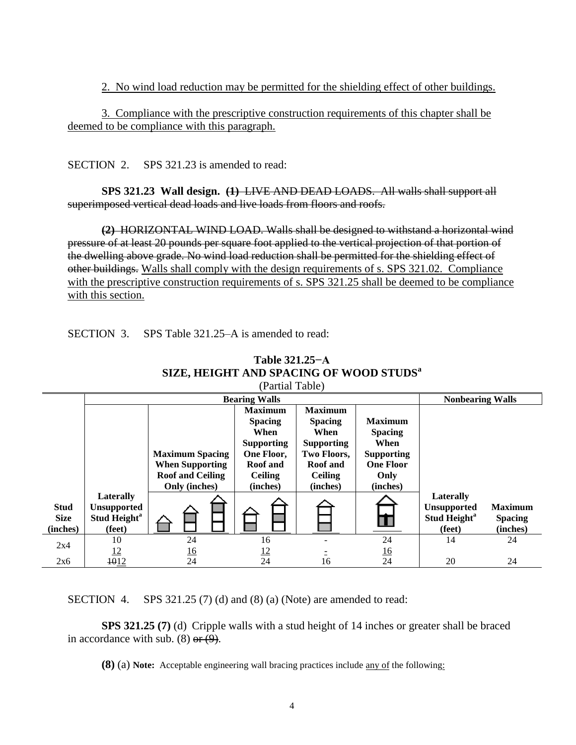2. No wind load reduction may be permitted for the shielding effect of other buildings.

3. Compliance with the prescriptive construction requirements of this chapter shall be deemed to be compliance with this paragraph.

SECTION 2. SPS 321.23 is amended to read:

**SPS 321.23 Wall design.** ~~**(1)** LIVE AND DEAD LOADS. All walls shall support all superimposed vertical dead loads and live loads from floors and roofs.~~

~~**(2)** HORIZONTAL WIND LOAD. Walls shall be designed to withstand a horizontal wind pressure of at least 20 pounds per square foot applied to the vertical projection of that portion of the dwelling above grade. No wind load reduction shall be permitted for the shielding effect of other buildings.~~ Walls shall comply with the design requirements of s. SPS 321.02. Compliance with the prescriptive construction requirements of s. SPS 321.25 shall be deemed to be compliance with this section.

SECTION 3. SPS Table 321.25–A is amended to read:

**Table 321.25−A**
**SIZE, HEIGHT AND SPACING OF WOOD STUDS[a]**
(Partial Table)

| | Bearing Walls | | | | | Nonbearing Walls | |
|---|---|---|---|---|---|---|---|
| Stud Size (inches) | Laterally Unsupported Stud Height[a] (feet) | Maximum Spacing When Supporting Roof and Ceiling Only (inches) | Maximum Spacing When Supporting One Floor, Roof and Ceiling (inches) | Maximum Spacing When Supporting Two Floors, Roof and Ceiling (inches) | Maximum Spacing When Supporting One Floor Only (inches) | Laterally Unsupported Stud Height[a] (feet) | Maximum Spacing (inches) |
| 2x4 | 10<br>12 | 24<br>16 | 16<br>12 | -<br>- | 24<br>16 | 14 | 24 |
| 2x6 | ~~10~~12 | 24 | 24 | 16 | 24 | 20 | 24 |

SECTION 4. SPS 321.25 (7) (d) and (8) (a) (Note) are amended to read:

**SPS 321.25 (7)** (d) Cripple walls with a stud height of 14 inches or greater shall be braced in accordance with sub. (8) ~~or (9)~~.

**(8)** (a) **Note:** Acceptable engineering wall bracing practices include any of the following: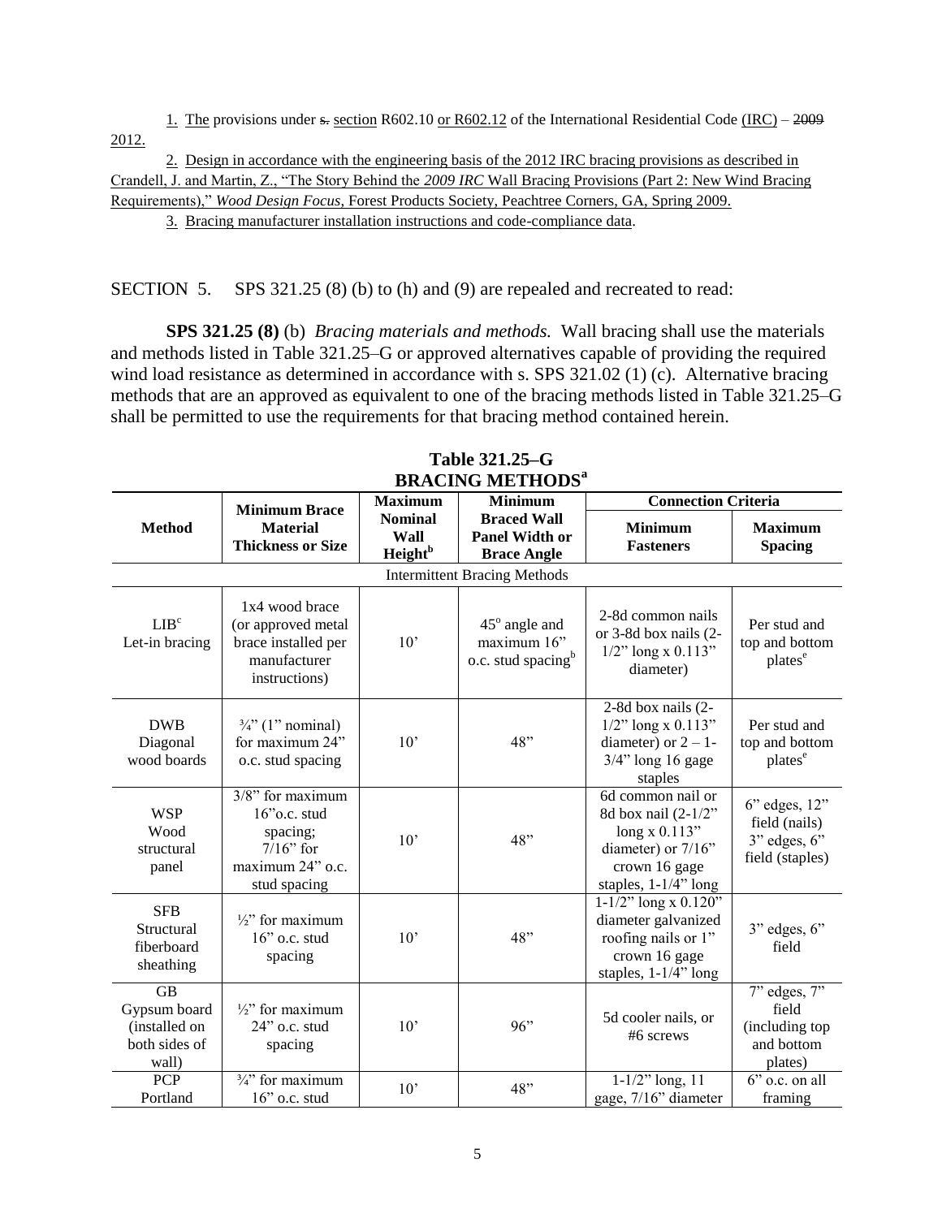1. The provisions under ~~s.~~ section R602.10 or R602.12 of the International Residential Code (IRC) – ~~2009~~ 2012.

2. Design in accordance with the engineering basis of the 2012 IRC bracing provisions as described in Crandell, J. and Martin, Z., "The Story Behind the *2009 IRC* Wall Bracing Provisions (Part 2: New Wind Bracing Requirements)," *Wood Design Focus*, Forest Products Society, Peachtree Corners, GA, Spring 2009.

3. Bracing manufacturer installation instructions and code-compliance data.

SECTION 5. SPS 321.25 (8) (b) to (h) and (9) are repealed and recreated to read:

**SPS 321.25 (8)** (b) *Bracing materials and methods.* Wall bracing shall use the materials and methods listed in Table 321.25–G or approved alternatives capable of providing the required wind load resistance as determined in accordance with s. SPS 321.02 (1) (c). Alternative bracing methods that are an approved as equivalent to one of the bracing methods listed in Table 321.25–G shall be permitted to use the requirements for that bracing method contained herein.

**Table 321.25–G**
**BRACING METHODS[a]**

| Method | Minimum Brace Material Thickness or Size | Maximum Nominal Wall Height[b] | Minimum Braced Wall Panel Width or Brace Angle | Connection Criteria | |
|---|---|---|---|---|---|
| | | | | Minimum Fasteners | Maximum Spacing |
| Intermittent Bracing Methods | | | | | |
| LIB[c] Let-in bracing | 1x4 wood brace (or approved metal brace installed per manufacturer instructions) | 10' | 45° angle and maximum 16" o.c. stud spacing[b] | 2-8d common nails or 3-8d box nails (2-1/2" long x 0.113" diameter) | Per stud and top and bottom plates[e] |
| DWB Diagonal wood boards | ¾" (1" nominal) for maximum 24" o.c. stud spacing | 10' | 48" | 2-8d box nails (2-1/2" long x 0.113" diameter) or 2 – 1-3/4" long 16 gage staples | Per stud and top and bottom plates[e] |
| WSP Wood structural panel | 3/8" for maximum 16"o.c. stud spacing; 7/16" for maximum 24" o.c. stud spacing | 10' | 48" | 6d common nail or 8d box nail (2-1/2" long x 0.113" diameter) or 7/16" crown 16 gage staples, 1-1/4" long | 6" edges, 12" field (nails) 3" edges, 6" field (staples) |
| SFB Structural fiberboard sheathing | ½" for maximum 16" o.c. stud spacing | 10' | 48" | 1-1/2" long x 0.120" diameter galvanized roofing nails or 1" crown 16 gage staples, 1-1/4" long | 3" edges, 6" field |
| GB Gypsum board (installed on both sides of wall) | ½" for maximum 24" o.c. stud spacing | 10' | 96" | 5d cooler nails, or #6 screws | 7" edges, 7" field (including top and bottom plates) |
| PCP Portland | ¾" for maximum 16" o.c. stud | 10' | 48" | 1-1/2" long, 11 gage, 7/16" diameter | 6" o.c. on all framing |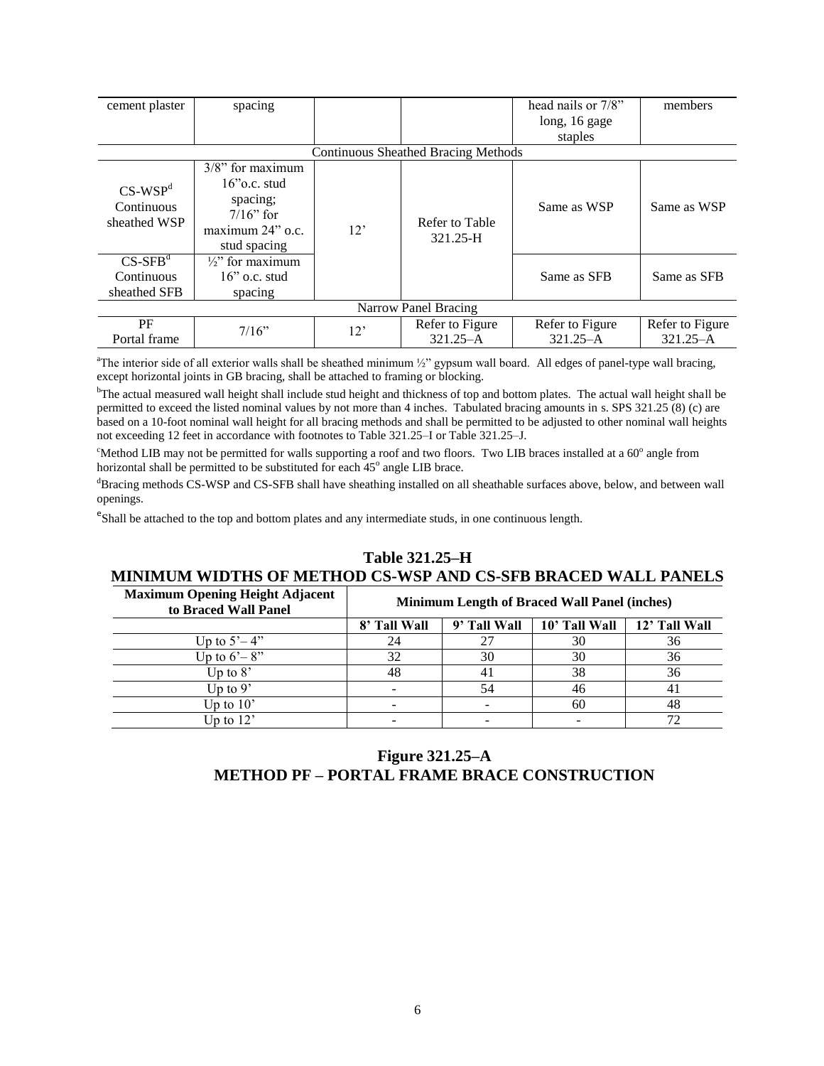| cement plaster | spacing | | | head nails or 7/8" long, 16 gage staples | members |
|---|---|---|---|---|---|
| Continuous Sheathed Bracing Methods | | | | | |
| CS-WSP[d] Continuous sheathed WSP | 3/8" for maximum 16"o.c. stud spacing; 7/16" for maximum 24" o.c. stud spacing | 12' | Refer to Table 321.25-H | Same as WSP | Same as WSP |
| CS-SFB[d] Continuous sheathed SFB | ½" for maximum 16" o.c. stud spacing | | | Same as SFB | Same as SFB |
| Narrow Panel Bracing | | | | | |
| PF Portal frame | 7/16" | 12' | Refer to Figure 321.25–A | Refer to Figure 321.25–A | Refer to Figure 321.25–A |

[a]The interior side of all exterior walls shall be sheathed minimum ½" gypsum wall board. All edges of panel-type wall bracing, except horizontal joints in GB bracing, shall be attached to framing or blocking.

[b]The actual measured wall height shall include stud height and thickness of top and bottom plates. The actual wall height shall be permitted to exceed the listed nominal values by not more than 4 inches. Tabulated bracing amounts in s. SPS 321.25 (8) (c) are based on a 10-foot nominal wall height for all bracing methods and shall be permitted to be adjusted to other nominal wall heights not exceeding 12 feet in accordance with footnotes to Table 321.25–I or Table 321.25–J.

[c]Method LIB may not be permitted for walls supporting a roof and two floors. Two LIB braces installed at a 60° angle from horizontal shall be permitted to be substituted for each 45° angle LIB brace.

[d]Bracing methods CS-WSP and CS-SFB shall have sheathing installed on all sheathable surfaces above, below, and between wall openings.

[e]Shall be attached to the top and bottom plates and any intermediate studs, in one continuous length.

## Table 321.25–H
## MINIMUM WIDTHS OF METHOD CS-WSP AND CS-SFB BRACED WALL PANELS

| Maximum Opening Height Adjacent to Braced Wall Panel | Minimum Length of Braced Wall Panel (inches) | | | |
|---|---|---|---|---|
| | 8' Tall Wall | 9' Tall Wall | 10' Tall Wall | 12' Tall Wall |
| Up to 5'– 4" | 24 | 27 | 30 | 36 |
| Up to 6'– 8" | 32 | 30 | 30 | 36 |
| Up to 8' | 48 | 41 | 38 | 36 |
| Up to 9' | - | 54 | 46 | 41 |
| Up to 10' | - | - | 60 | 48 |
| Up to 12' | - | - | - | 72 |

## Figure 321.25–A
## METHOD PF – PORTAL FRAME BRACE CONSTRUCTION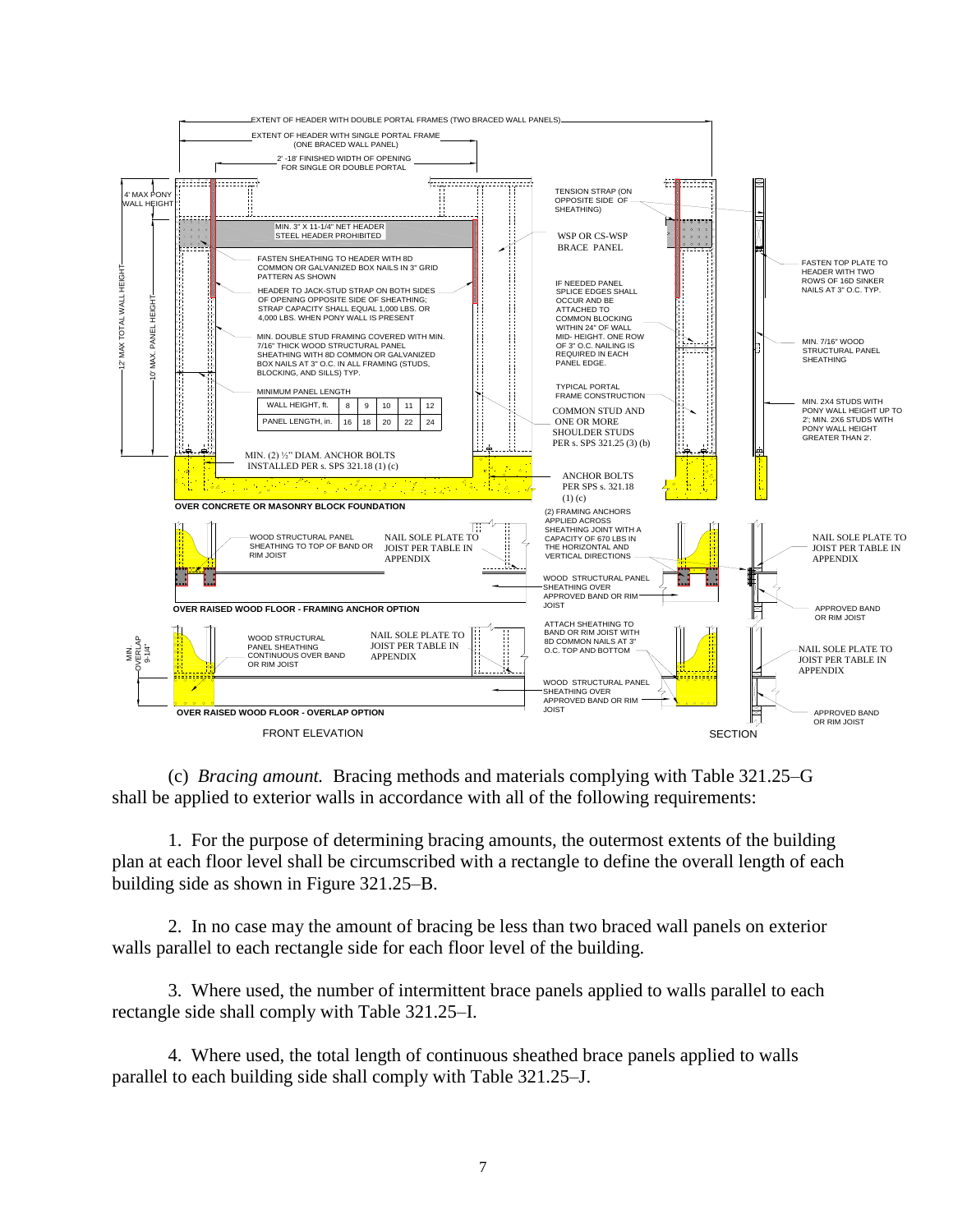EXTENT OF HEADER WITH DOUBLE PORTAL FRAMES (TWO BRACED WALL PANELS)

EXTENT OF HEADER WITH SINGLE PORTAL FRAME (ONE BRACED WALL PANEL)

2' -18' FINISHED WIDTH OF OPENING FOR SINGLE OR DOUBLE PORTAL

4' MAX PONY WALL HEIGHT

12' MAX TOTAL WALL HEIGHT

10' MAX. PANEL HEIGHT

MIN. 3" X 11-1/4" NET HEADER STEEL HEADER PROHIBITED

FASTEN SHEATHING TO HEADER WITH 8D COMMON OR GALVANIZED BOX NAILS IN 3" GRID PATTERN AS SHOWN

HEADER TO JACK-STUD STRAP ON BOTH SIDES OF OPENING OPPOSITE SIDE OF SHEATHING; STRAP CAPACITY SHALL EQUAL 1,000 LBS. OR 4,000 LBS. WHEN PONY WALL IS PRESENT

MIN. DOUBLE STUD FRAMING COVERED WITH MIN. 7/16" THICK WOOD STRUCTURAL PANEL SHEATHING WITH 8D COMMON OR GALVANIZED BOX NAILS AT 3" O.C. IN ALL FRAMING (STUDS, BLOCKING, AND SILLS) TYP.

MINIMUM PANEL LENGTH

| WALL HEIGHT, ft. | 8 | 9 | 10 | 11 | 12 |
|---|---|---|---|---|---|
| PANEL LENGTH, in. | 16 | 18 | 20 | 22 | 24 |

MIN. (2) ½" DIAM. ANCHOR BOLTS INSTALLED PER s. SPS 321.18 (1) (c)

TENSION STRAP (ON OPPOSITE SIDE OF SHEATHING)

WSP OR CS-WSP BRACE PANEL

IF NEEDED PANEL SPLICE EDGES SHALL OCCUR AND BE ATTACHED TO COMMON BLOCKING WITHIN 24" OF WALL MID- HEIGHT. ONE ROW OF 3" O.C. NAILING IS REQUIRED IN EACH PANEL EDGE.

TYPICAL PORTAL FRAME CONSTRUCTION

COMMON STUD AND ONE OR MORE SHOULDER STUDS PER s. SPS 321.25 (3) (b)

ANCHOR BOLTS PER SPS s. 321.18 (1) (c)

FASTEN TOP PLATE TO HEADER WITH TWO ROWS OF 16D SINKER NAILS AT 3" O.C. TYP.

MIN. 7/16" WOOD STRUCTURAL PANEL SHEATHING

MIN. 2X4 STUDS WITH PONY WALL HEIGHT UP TO 2'; MIN. 2X6 STUDS WITH PONY WALL HEIGHT GREATER THAN 2'.

OVER CONCRETE OR MASONRY BLOCK FOUNDATION

WOOD STRUCTURAL PANEL SHEATHING TO TOP OF BAND OR RIM JOIST

NAIL SOLE PLATE TO JOIST PER TABLE IN APPENDIX

(2) FRAMING ANCHORS APPLIED ACROSS SHEATHING JOINT WITH A CAPACITY OF 670 LBS IN THE HORIZONTAL AND VERTICAL DIRECTIONS

WOOD STRUCTURAL PANEL SHEATHING OVER APPROVED BAND OR RIM JOIST

NAIL SOLE PLATE TO JOIST PER TABLE IN APPENDIX

APPROVED BAND OR RIM JOIST

OVER RAISED WOOD FLOOR - FRAMING ANCHOR OPTION

MIN. OVERLAP 9-1/4"

WOOD STRUCTURAL PANEL SHEATHING CONTINUOUS OVER BAND OR RIM JOIST

NAIL SOLE PLATE TO JOIST PER TABLE IN APPENDIX

ATTACH SHEATHING TO BAND OR RIM JOIST WITH 8D COMMON NAILS AT 3" O.C. TOP AND BOTTOM

WOOD STRUCTURAL PANEL SHEATHING OVER APPROVED BAND OR RIM JOIST

NAIL SOLE PLATE TO JOIST PER TABLE IN APPENDIX

APPROVED BAND OR RIM JOIST

OVER RAISED WOOD FLOOR - OVERLAP OPTION

FRONT ELEVATION

SECTION

(c) *Bracing amount.* Bracing methods and materials complying with Table 321.25–G shall be applied to exterior walls in accordance with all of the following requirements:

1. For the purpose of determining bracing amounts, the outermost extents of the building plan at each floor level shall be circumscribed with a rectangle to define the overall length of each building side as shown in Figure 321.25–B.

2. In no case may the amount of bracing be less than two braced wall panels on exterior walls parallel to each rectangle side for each floor level of the building.

3. Where used, the number of intermittent brace panels applied to walls parallel to each rectangle side shall comply with Table 321.25–I.

4. Where used, the total length of continuous sheathed brace panels applied to walls parallel to each building side shall comply with Table 321.25–J.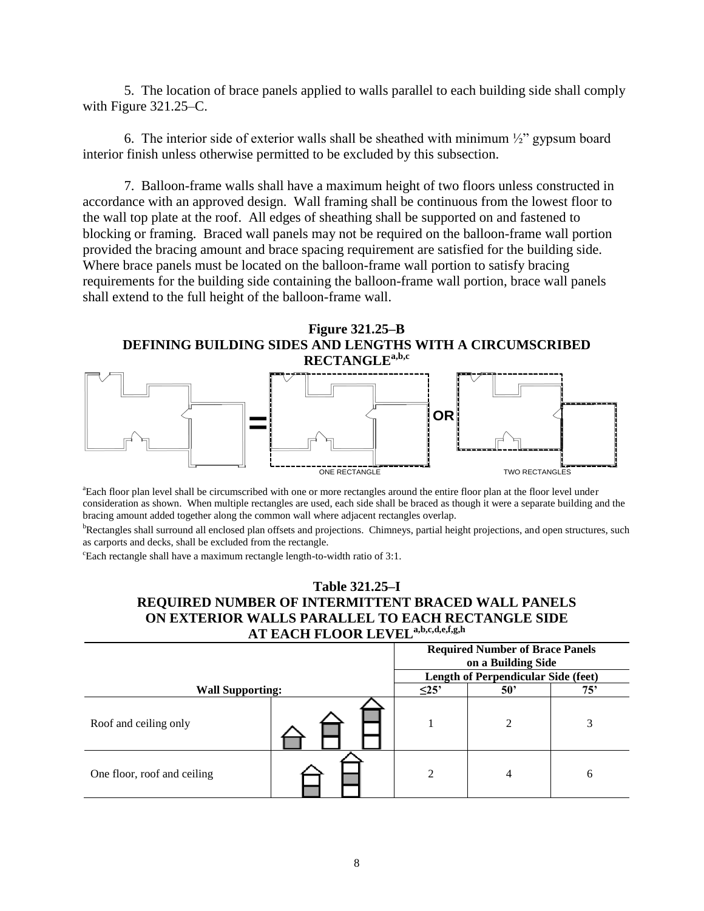5. The location of brace panels applied to walls parallel to each building side shall comply with Figure 321.25–C.

6. The interior side of exterior walls shall be sheathed with minimum ½" gypsum board interior finish unless otherwise permitted to be excluded by this subsection.

7. Balloon-frame walls shall have a maximum height of two floors unless constructed in accordance with an approved design. Wall framing shall be continuous from the lowest floor to the wall top plate at the roof. All edges of sheathing shall be supported on and fastened to blocking or framing. Braced wall panels may not be required on the balloon-frame wall portion provided the bracing amount and brace spacing requirement are satisfied for the building side. Where brace panels must be located on the balloon-frame wall portion to satisfy bracing requirements for the building side containing the balloon-frame wall portion, brace wall panels shall extend to the full height of the balloon-frame wall.

**Figure 321.25–B**
**DEFINING BUILDING SIDES AND LENGTHS WITH A CIRCUMSCRIBED RECTANGLE[a,b,c]**

= ONE RECTANGLE OR TWO RECTANGLES

[a]Each floor plan level shall be circumscribed with one or more rectangles around the entire floor plan at the floor level under consideration as shown. When multiple rectangles are used, each side shall be braced as though it were a separate building and the bracing amount added together along the common wall where adjacent rectangles overlap.

[b]Rectangles shall surround all enclosed plan offsets and projections. Chimneys, partial height projections, and open structures, such as carports and decks, shall be excluded from the rectangle.

[c]Each rectangle shall have a maximum rectangle length-to-width ratio of 3:1.

**Table 321.25–I**
**REQUIRED NUMBER OF INTERMITTENT BRACED WALL PANELS ON EXTERIOR WALLS PARALLEL TO EACH RECTANGLE SIDE AT EACH FLOOR LEVEL[a,b,c,d,e,f,g,h]**

| Wall Supporting: | | Required Number of Brace Panels on a Building Side — Length of Perpendicular Side (feet) ≤25' | 50' | 75' |
|---|---|---|---|---|
| Roof and ceiling only | | 1 | 2 | 3 |
| One floor, roof and ceiling | | 2 | 4 | 6 |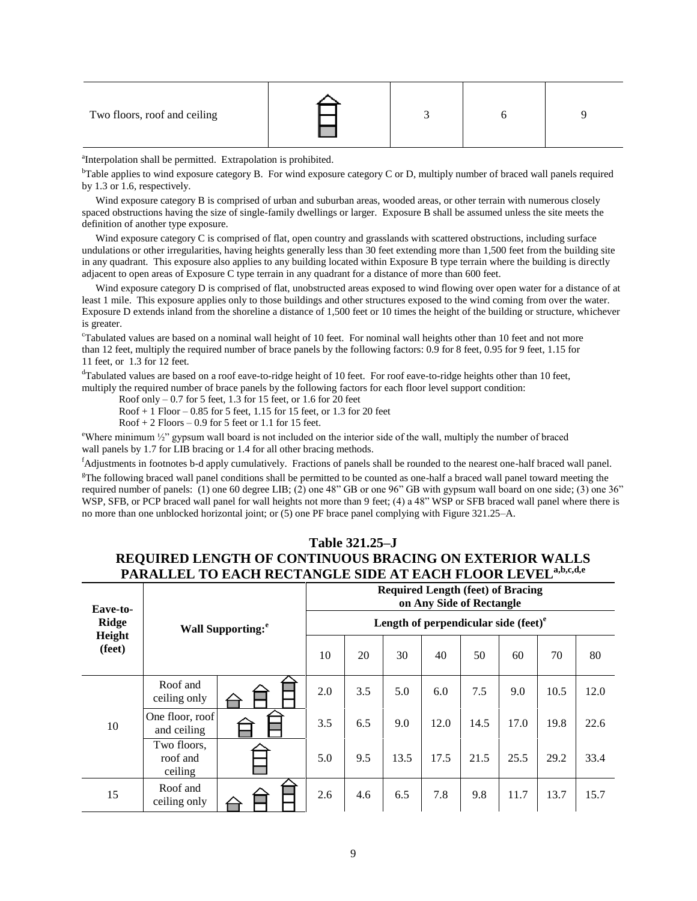| Two floors, roof and ceiling | | 3 | 6 | 9 |
|---|---|---|---|---|

[a]Interpolation shall be permitted. Extrapolation is prohibited.

[b]Table applies to wind exposure category B. For wind exposure category C or D, multiply number of braced wall panels required by 1.3 or 1.6, respectively.

Wind exposure category B is comprised of urban and suburban areas, wooded areas, or other terrain with numerous closely spaced obstructions having the size of single-family dwellings or larger. Exposure B shall be assumed unless the site meets the definition of another type exposure.

Wind exposure category C is comprised of flat, open country and grasslands with scattered obstructions, including surface undulations or other irregularities, having heights generally less than 30 feet extending more than 1,500 feet from the building site in any quadrant. This exposure also applies to any building located within Exposure B type terrain where the building is directly adjacent to open areas of Exposure C type terrain in any quadrant for a distance of more than 600 feet.

Wind exposure category D is comprised of flat, unobstructed areas exposed to wind flowing over open water for a distance of at least 1 mile. This exposure applies only to those buildings and other structures exposed to the wind coming from over the water. Exposure D extends inland from the shoreline a distance of 1,500 feet or 10 times the height of the building or structure, whichever is greater.

[c]Tabulated values are based on a nominal wall height of 10 feet. For nominal wall heights other than 10 feet and not more than 12 feet, multiply the required number of brace panels by the following factors: 0.9 for 8 feet, 0.95 for 9 feet, 1.15 for 11 feet, or 1.3 for 12 feet.

[d]Tabulated values are based on a roof eave-to-ridge height of 10 feet. For roof eave-to-ridge heights other than 10 feet, multiply the required number of brace panels by the following factors for each floor level support condition:

Roof only – 0.7 for 5 feet, 1.3 for 15 feet, or 1.6 for 20 feet

Roof + 1 Floor – 0.85 for 5 feet, 1.15 for 15 feet, or 1.3 for 20 feet

Roof + 2 Floors – 0.9 for 5 feet or 1.1 for 15 feet.

[e]Where minimum ½" gypsum wall board is not included on the interior side of the wall, multiply the number of braced wall panels by 1.7 for LIB bracing or 1.4 for all other bracing methods.

[f]Adjustments in footnotes b-d apply cumulatively. Fractions of panels shall be rounded to the nearest one-half braced wall panel.

[g]The following braced wall panel conditions shall be permitted to be counted as one-half a braced wall panel toward meeting the required number of panels: (1) one 60 degree LIB; (2) one 48" GB or one 96" GB with gypsum wall board on one side; (3) one 36" WSP, SFB, or PCP braced wall panel for wall heights not more than 9 feet; (4) a 48" WSP or SFB braced wall panel where there is no more than one unblocked horizontal joint; or (5) one PF brace panel complying with Figure 321.25–A.

## Table 321.25–J
## REQUIRED LENGTH OF CONTINUOUS BRACING ON EXTERIOR WALLS PARALLEL TO EACH RECTANGLE SIDE AT EACH FLOOR LEVEL[a,b,c,d,e]

| Eave-to-Ridge Height (feet) | Wall Supporting:[e] | | Required Length (feet) of Bracing on Any Side of Rectangle | | | | | | | |
|---|---|---|---|---|---|---|---|---|---|---|
| | | | Length of perpendicular side (feet)[e] | | | | | | | |
| | | | 10 | 20 | 30 | 40 | 50 | 60 | 70 | 80 |
| 10 | Roof and ceiling only | | 2.0 | 3.5 | 5.0 | 6.0 | 7.5 | 9.0 | 10.5 | 12.0 |
| | One floor, roof and ceiling | | 3.5 | 6.5 | 9.0 | 12.0 | 14.5 | 17.0 | 19.8 | 22.6 |
| | Two floors, roof and ceiling | | 5.0 | 9.5 | 13.5 | 17.5 | 21.5 | 25.5 | 29.2 | 33.4 |
| 15 | Roof and ceiling only | | 2.6 | 4.6 | 6.5 | 7.8 | 9.8 | 11.7 | 13.7 | 15.7 |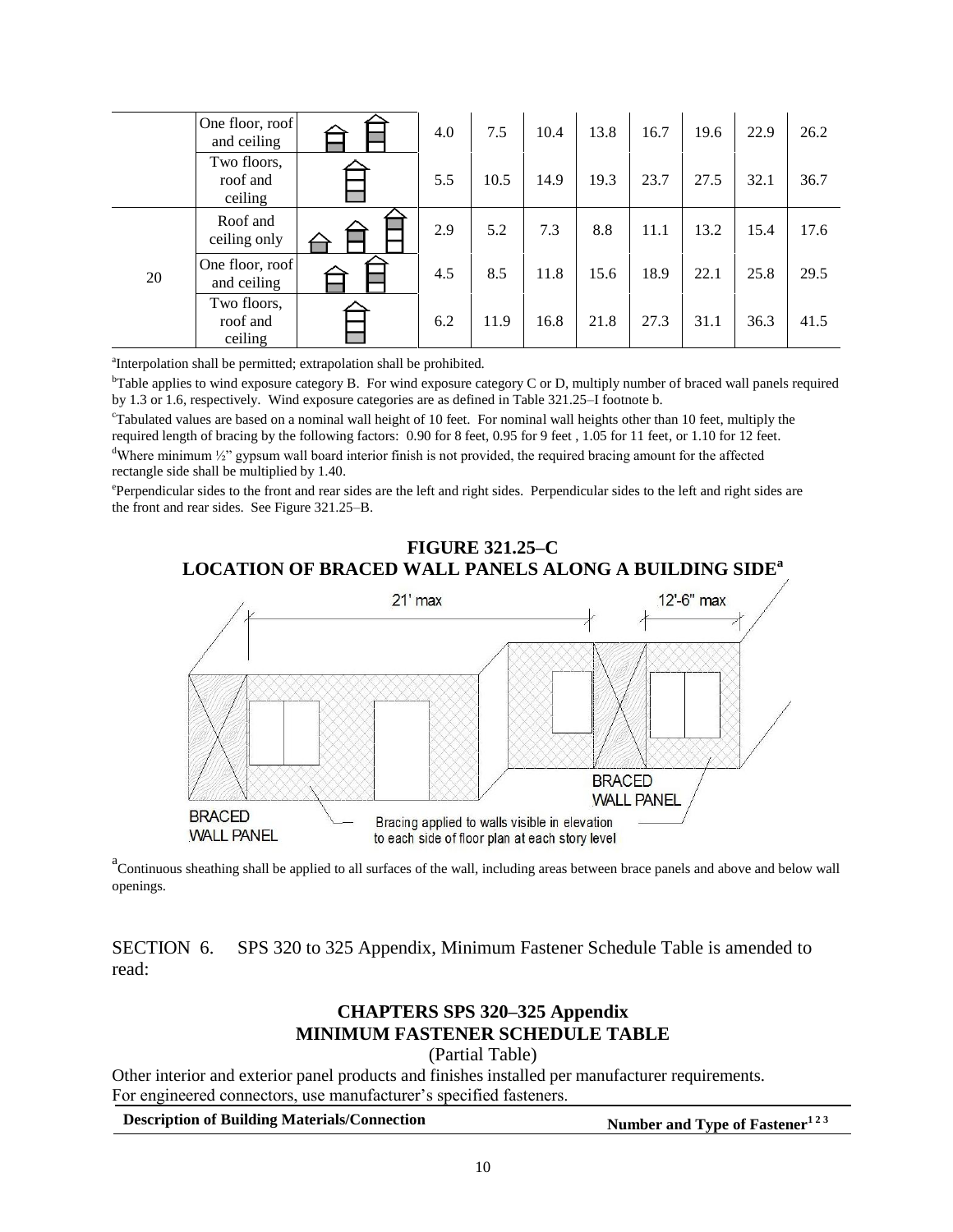|  | One floor, roof and ceiling |  | 4.0 | 7.5 | 10.4 | 13.8 | 16.7 | 19.6 | 22.9 | 26.2 |
|---|---|---|---|---|---|---|---|---|---|---|
|  | Two floors, roof and ceiling |  | 5.5 | 10.5 | 14.9 | 19.3 | 23.7 | 27.5 | 32.1 | 36.7 |
| 20 | Roof and ceiling only |  | 2.9 | 5.2 | 7.3 | 8.8 | 11.1 | 13.2 | 15.4 | 17.6 |
|  | One floor, roof and ceiling |  | 4.5 | 8.5 | 11.8 | 15.6 | 18.9 | 22.1 | 25.8 | 29.5 |
|  | Two floors, roof and ceiling |  | 6.2 | 11.9 | 16.8 | 21.8 | 27.3 | 31.1 | 36.3 | 41.5 |

[a]Interpolation shall be permitted; extrapolation shall be prohibited.

[b]Table applies to wind exposure category B. For wind exposure category C or D, multiply number of braced wall panels required by 1.3 or 1.6, respectively. Wind exposure categories are as defined in Table 321.25–I footnote b.

[c]Tabulated values are based on a nominal wall height of 10 feet. For nominal wall heights other than 10 feet, multiply the required length of bracing by the following factors: 0.90 for 8 feet, 0.95 for 9 feet , 1.05 for 11 feet, or 1.10 for 12 feet.

[d]Where minimum ½" gypsum wall board interior finish is not provided, the required bracing amount for the affected rectangle side shall be multiplied by 1.40.

[e]Perpendicular sides to the front and rear sides are the left and right sides. Perpendicular sides to the left and right sides are the front and rear sides. See Figure 321.25–B.

**FIGURE 321.25–C**
**LOCATION OF BRACED WALL PANELS ALONG A BUILDING SIDE[a]**

21' max

12'-6" max

BRACED WALL PANEL

BRACED WALL PANEL

Bracing applied to walls visible in elevation to each side of floor plan at each story level

[a]Continuous sheathing shall be applied to all surfaces of the wall, including areas between brace panels and above and below wall openings.

SECTION 6. SPS 320 to 325 Appendix, Minimum Fastener Schedule Table is amended to read:

**CHAPTERS SPS 320–325 Appendix**
**MINIMUM FASTENER SCHEDULE TABLE**
(Partial Table)

Other interior and exterior panel products and finishes installed per manufacturer requirements.
For engineered connectors, use manufacturer's specified fasteners.

| Description of Building Materials/Connection | Number and Type of Fastener[1 2 3] |
|---|---|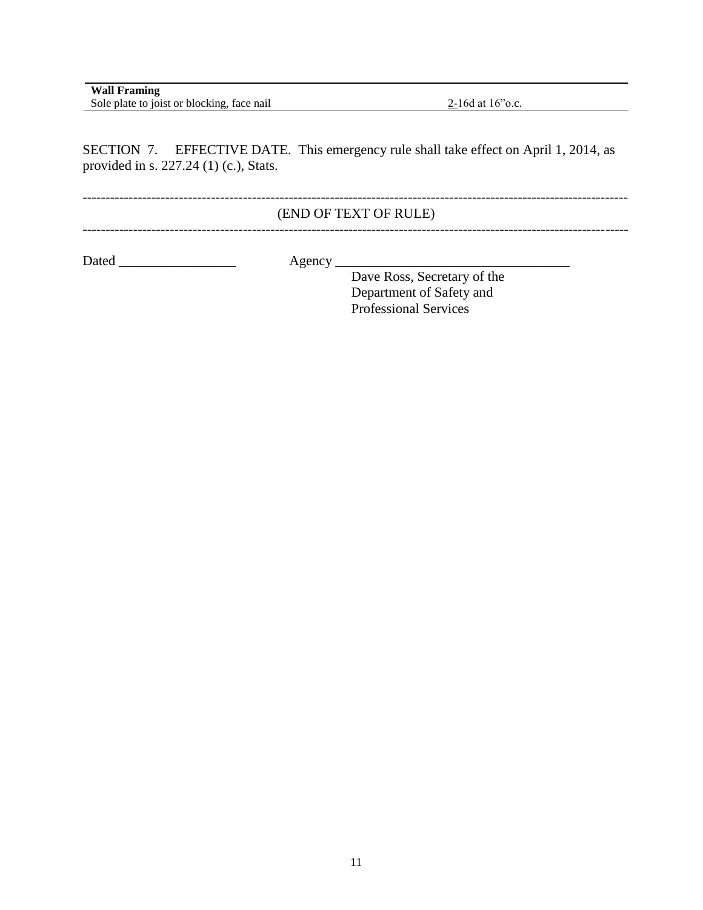| **Wall Framing** | |
|---|---|
| Sole plate to joist or blocking, face nail | <u>2</u>-16d at 16"o.c. |

SECTION 7. EFFECTIVE DATE. This emergency rule shall take effect on April 1, 2014, as provided in s. 227.24 (1) (c.), Stats.

---

(END OF TEXT OF RULE)

---

Dated _________________ Agency ___________________________________

Dave Ross, Secretary of the
Department of Safety and
Professional Services